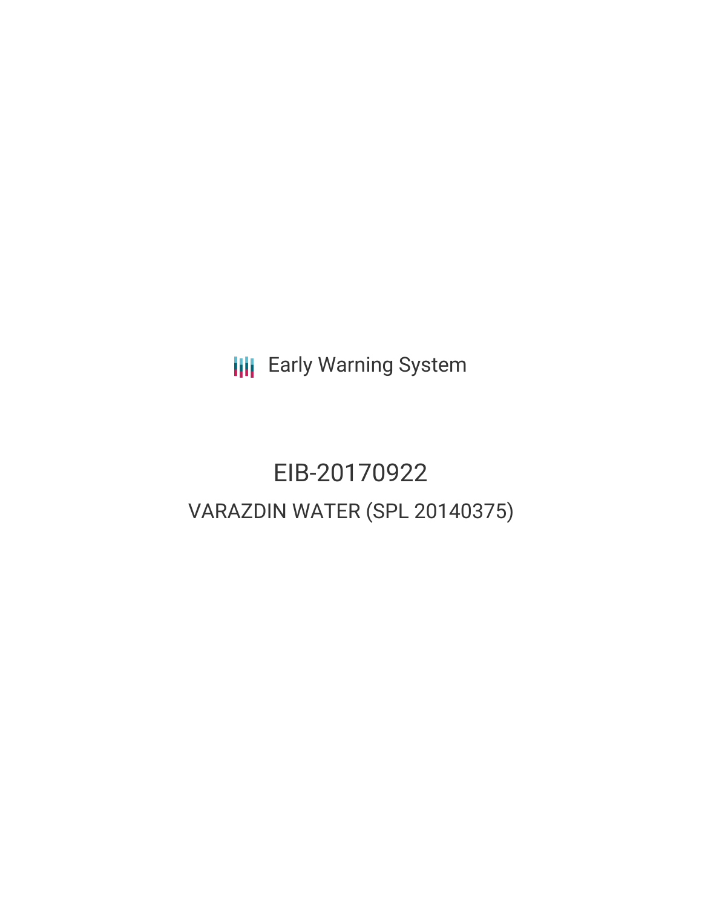Early Warning System

# EIB-20170922

## VARAZDIN WATER (SPL 20140375)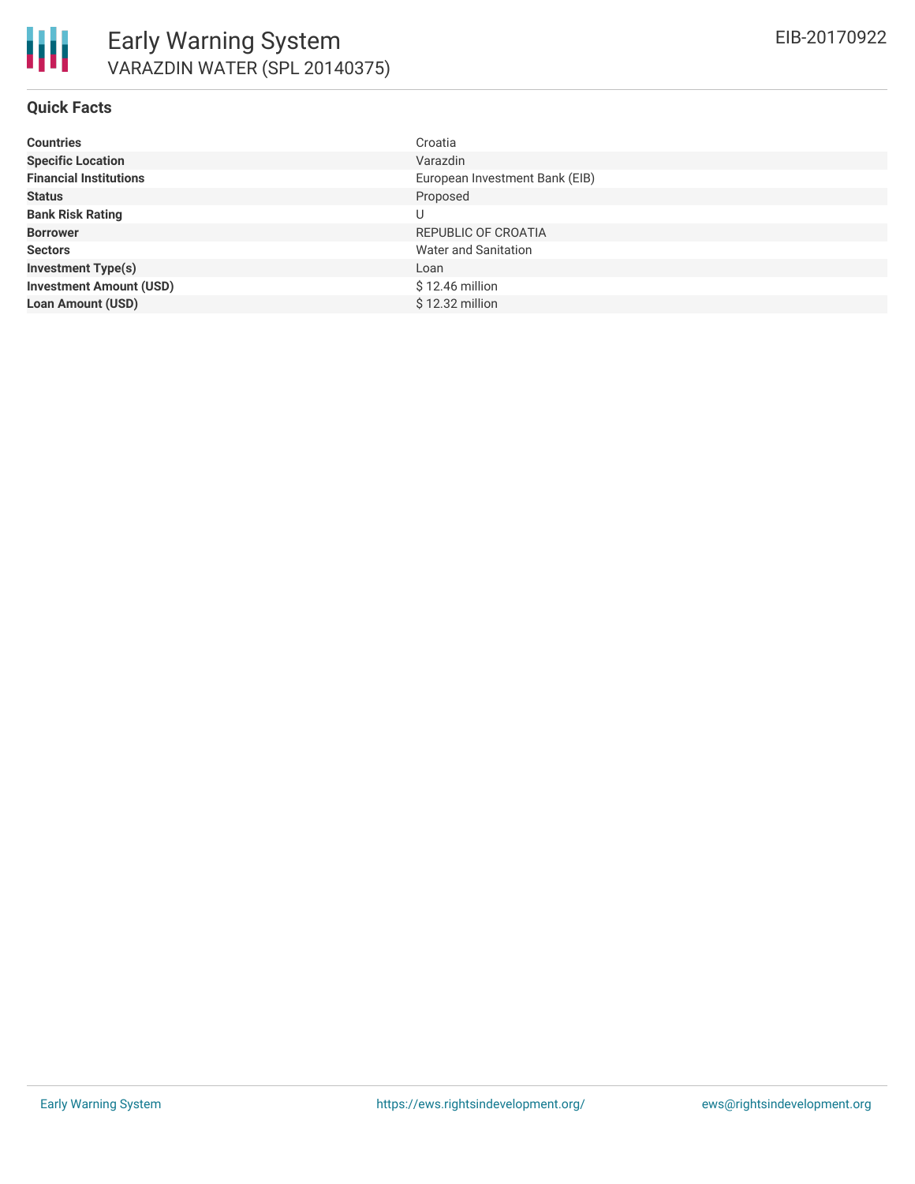# Early Warning System

## VARAZDIN WATER (SPL 20140375)

EIB-20170922

### Quick Facts

| | |
|---|---|
| **Countries** | Croatia |
| **Specific Location** | Varazdin |
| **Financial Institutions** | European Investment Bank (EIB) |
| **Status** | Proposed |
| **Bank Risk Rating** | U |
| **Borrower** | REPUBLIC OF CROATIA |
| **Sectors** | Water and Sanitation |
| **Investment Type(s)** | Loan |
| **Investment Amount (USD)** | $ 12.46 million |
| **Loan Amount (USD)** | $ 12.32 million |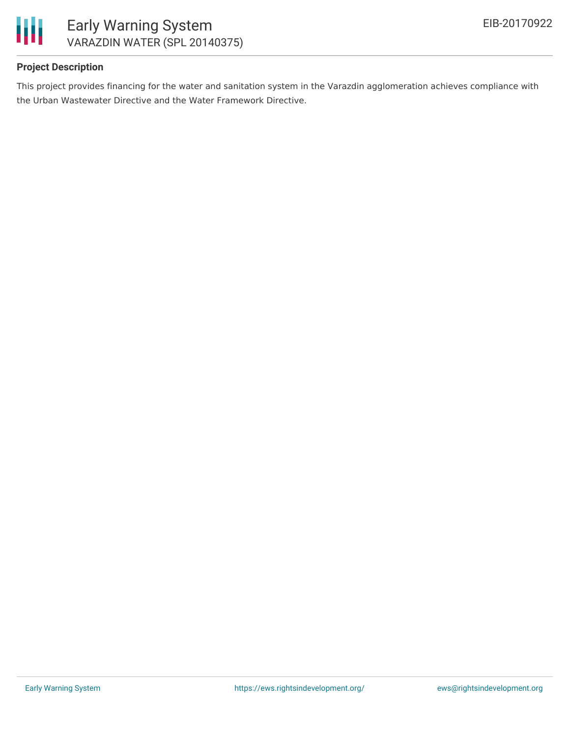**Project Description**

This project provides financing for the water and sanitation system in the Varazdin agglomeration achieves compliance with the Urban Wastewater Directive and the Water Framework Directive.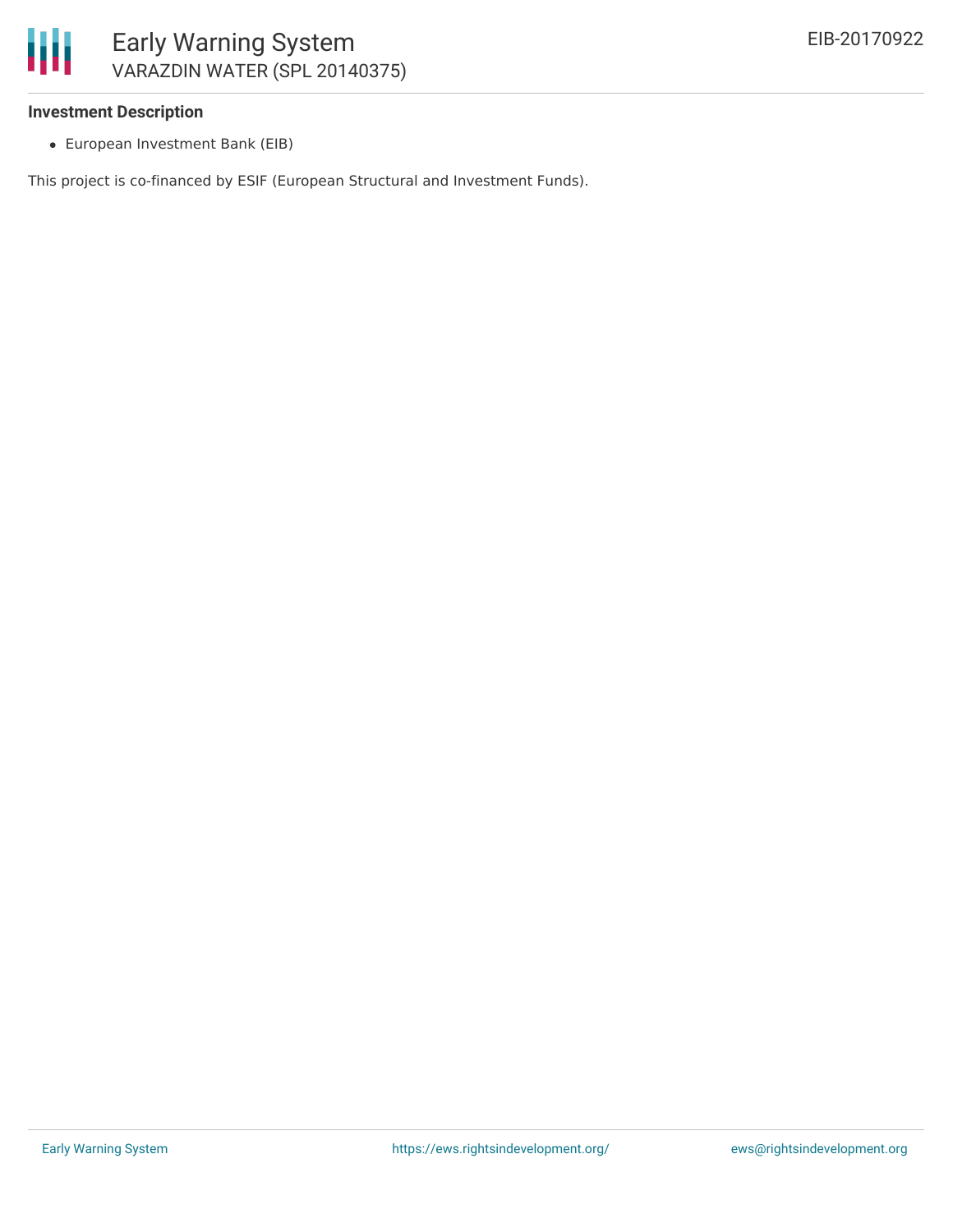**Investment Description**

- European Investment Bank (EIB)

This project is co-financed by ESIF (European Structural and Investment Funds).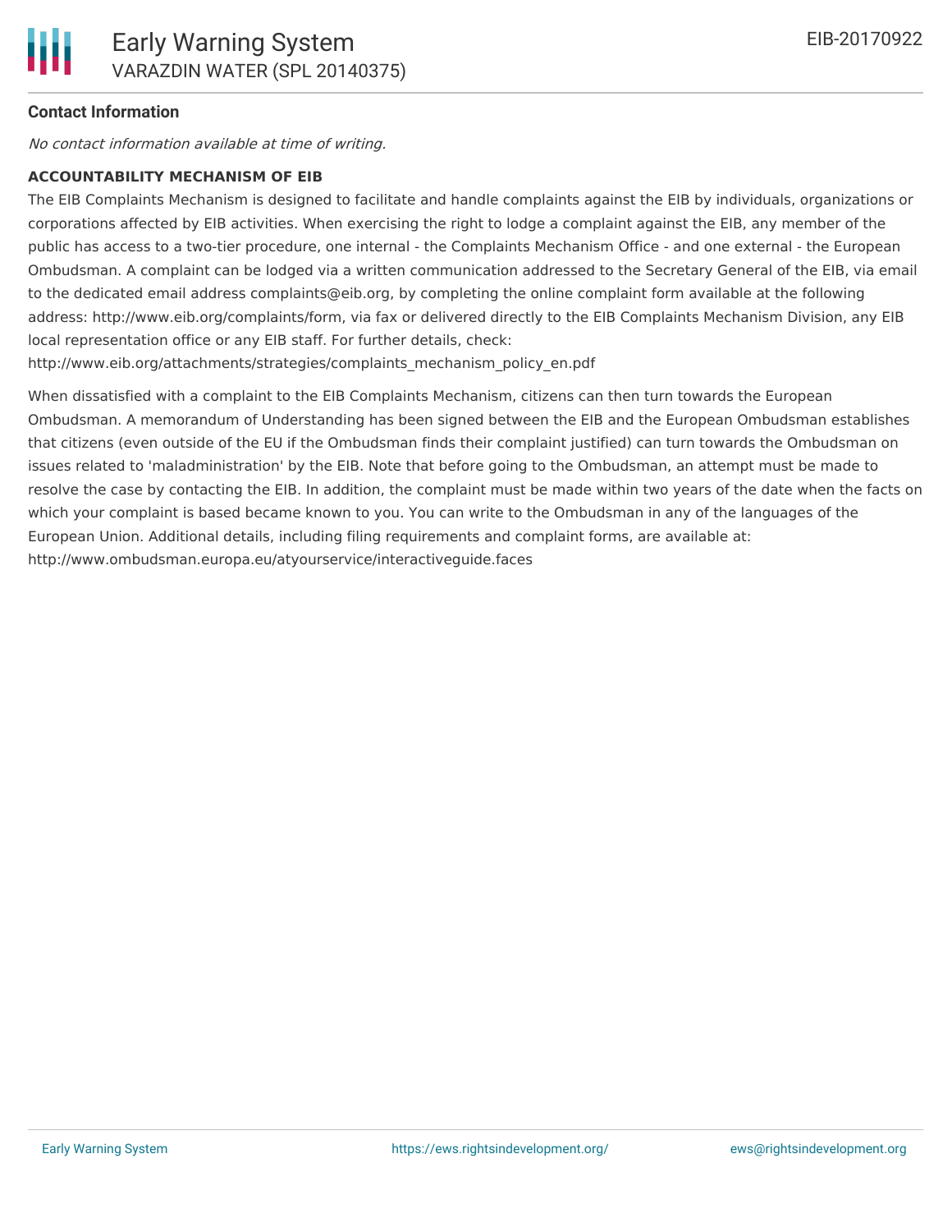**Contact Information**

*No contact information available at time of writing.*

**ACCOUNTABILITY MECHANISM OF EIB**

The EIB Complaints Mechanism is designed to facilitate and handle complaints against the EIB by individuals, organizations or corporations affected by EIB activities. When exercising the right to lodge a complaint against the EIB, any member of the public has access to a two-tier procedure, one internal - the Complaints Mechanism Office - and one external - the European Ombudsman. A complaint can be lodged via a written communication addressed to the Secretary General of the EIB, via email to the dedicated email address complaints@eib.org, by completing the online complaint form available at the following address: http://www.eib.org/complaints/form, via fax or delivered directly to the EIB Complaints Mechanism Division, any EIB local representation office or any EIB staff. For further details, check: http://www.eib.org/attachments/strategies/complaints_mechanism_policy_en.pdf

When dissatisfied with a complaint to the EIB Complaints Mechanism, citizens can then turn towards the European Ombudsman. A memorandum of Understanding has been signed between the EIB and the European Ombudsman establishes that citizens (even outside of the EU if the Ombudsman finds their complaint justified) can turn towards the Ombudsman on issues related to 'maladministration' by the EIB. Note that before going to the Ombudsman, an attempt must be made to resolve the case by contacting the EIB. In addition, the complaint must be made within two years of the date when the facts on which your complaint is based became known to you. You can write to the Ombudsman in any of the languages of the European Union. Additional details, including filing requirements and complaint forms, are available at: http://www.ombudsman.europa.eu/atyourservice/interactiveguide.faces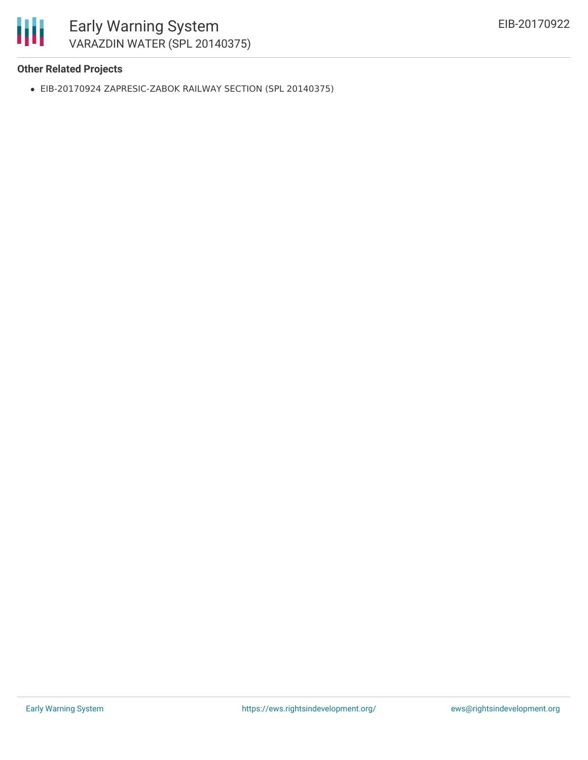**Other Related Projects**

- EIB-20170924 ZAPRESIC-ZABOK RAILWAY SECTION (SPL 20140375)